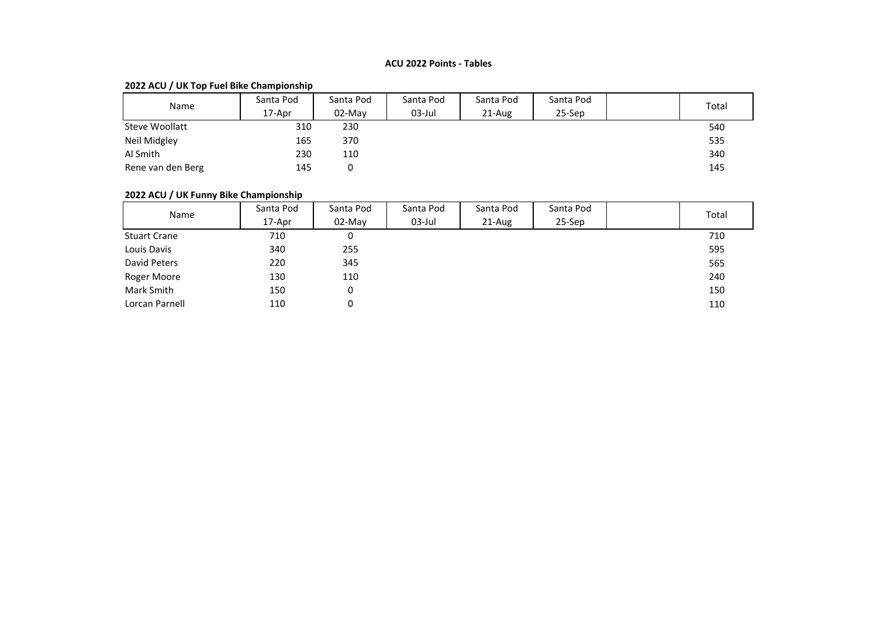# ACU 2022 Points - Tables

## 2022 ACU / UK Top Fuel Bike Championship

| Name | Santa Pod | Santa Pod | Santa Pod | Santa Pod | Santa Pod | | Total |
|---|---|---|---|---|---|---|---|
| | 17-Apr | 02-May | 03-Jul | 21-Aug | 25-Sep | | |
| Steve Woollatt | 310 | 230 | | | | | 540 |
| Neil Midgley | 165 | 370 | | | | | 535 |
| Al Smith | 230 | 110 | | | | | 340 |
| Rene van den Berg | 145 | 0 | | | | | 145 |

## 2022 ACU / UK Funny Bike Championship

| Name | Santa Pod | Santa Pod | Santa Pod | Santa Pod | Santa Pod | | Total |
|---|---|---|---|---|---|---|---|
| | 17-Apr | 02-May | 03-Jul | 21-Aug | 25-Sep | | |
| Stuart Crane | 710 | 0 | | | | | 710 |
| Louis Davis | 340 | 255 | | | | | 595 |
| David Peters | 220 | 345 | | | | | 565 |
| Roger Moore | 130 | 110 | | | | | 240 |
| Mark Smith | 150 | 0 | | | | | 150 |
| Lorcan Parnell | 110 | 0 | | | | | 110 |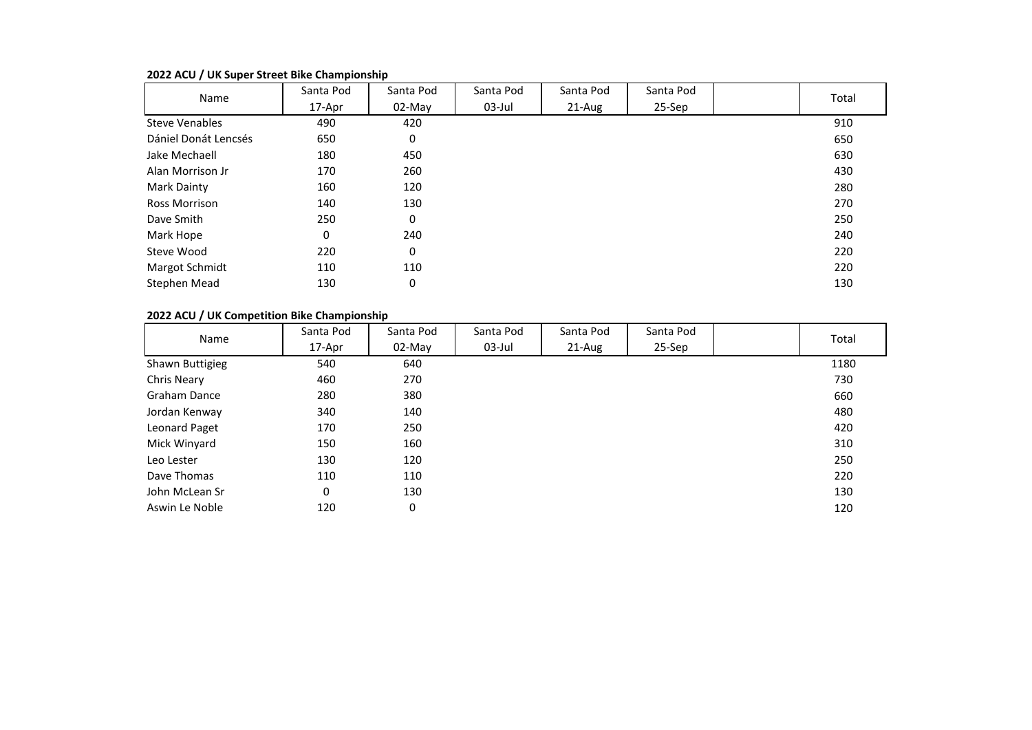**2022 ACU / UK Super Street Bike Championship**

| Name | Santa Pod | Santa Pod | Santa Pod | Santa Pod | Santa Pod | | Total |
|---|---|---|---|---|---|---|---|
| | 17-Apr | 02-May | 03-Jul | 21-Aug | 25-Sep | | |
| Steve Venables | 490 | 420 | | | | | 910 |
| Dániel Donát Lencsés | 650 | 0 | | | | | 650 |
| Jake Mechaell | 180 | 450 | | | | | 630 |
| Alan Morrison Jr | 170 | 260 | | | | | 430 |
| Mark Dainty | 160 | 120 | | | | | 280 |
| Ross Morrison | 140 | 130 | | | | | 270 |
| Dave Smith | 250 | 0 | | | | | 250 |
| Mark Hope | 0 | 240 | | | | | 240 |
| Steve Wood | 220 | 0 | | | | | 220 |
| Margot Schmidt | 110 | 110 | | | | | 220 |
| Stephen Mead | 130 | 0 | | | | | 130 |

**2022 ACU / UK Competition Bike Championship**

| Name | Santa Pod | Santa Pod | Santa Pod | Santa Pod | Santa Pod | | Total |
|---|---|---|---|---|---|---|---|
| | 17-Apr | 02-May | 03-Jul | 21-Aug | 25-Sep | | |
| Shawn Buttigieg | 540 | 640 | | | | | 1180 |
| Chris Neary | 460 | 270 | | | | | 730 |
| Graham Dance | 280 | 380 | | | | | 660 |
| Jordan Kenway | 340 | 140 | | | | | 480 |
| Leonard Paget | 170 | 250 | | | | | 420 |
| Mick Winyard | 150 | 160 | | | | | 310 |
| Leo Lester | 130 | 120 | | | | | 250 |
| Dave Thomas | 110 | 110 | | | | | 220 |
| John McLean Sr | 0 | 130 | | | | | 130 |
| Aswin Le Noble | 120 | 0 | | | | | 120 |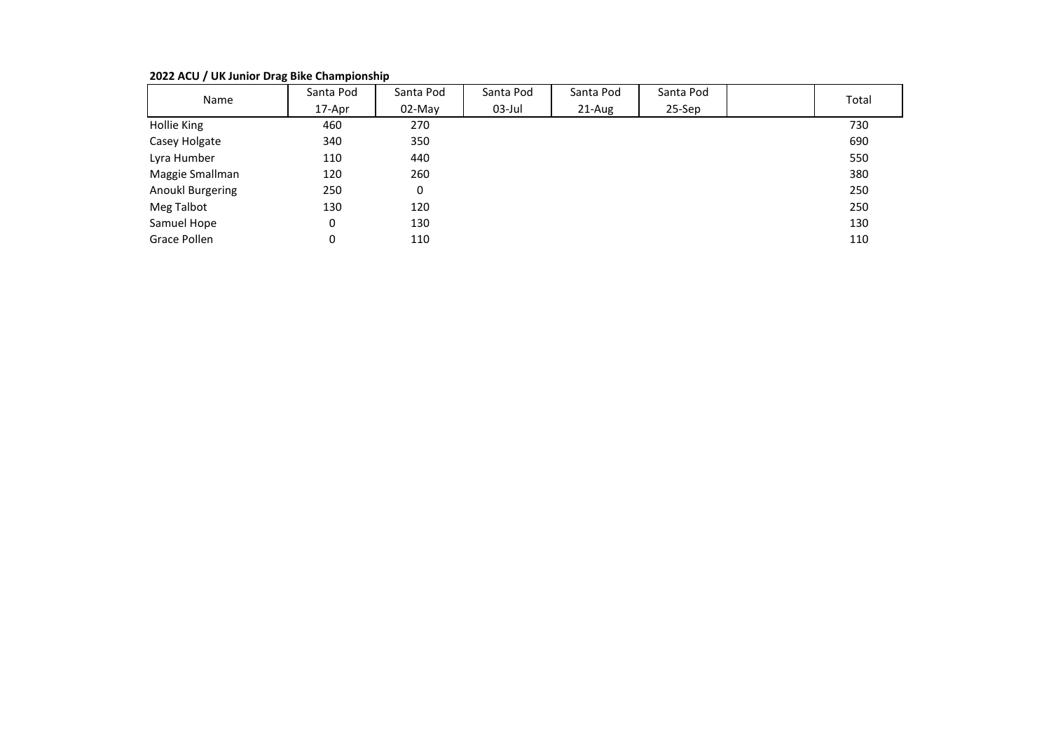**2022 ACU / UK Junior Drag Bike Championship**

| Name | Santa Pod 17-Apr | Santa Pod 02-May | Santa Pod 03-Jul | Santa Pod 21-Aug | Santa Pod 25-Sep | | Total |
|---|---|---|---|---|---|---|---|
| Hollie King | 460 | 270 | | | | | 730 |
| Casey Holgate | 340 | 350 | | | | | 690 |
| Lyra Humber | 110 | 440 | | | | | 550 |
| Maggie Smallman | 120 | 260 | | | | | 380 |
| Anoukl Burgering | 250 | 0 | | | | | 250 |
| Meg Talbot | 130 | 120 | | | | | 250 |
| Samuel Hope | 0 | 130 | | | | | 130 |
| Grace Pollen | 0 | 110 | | | | | 110 |